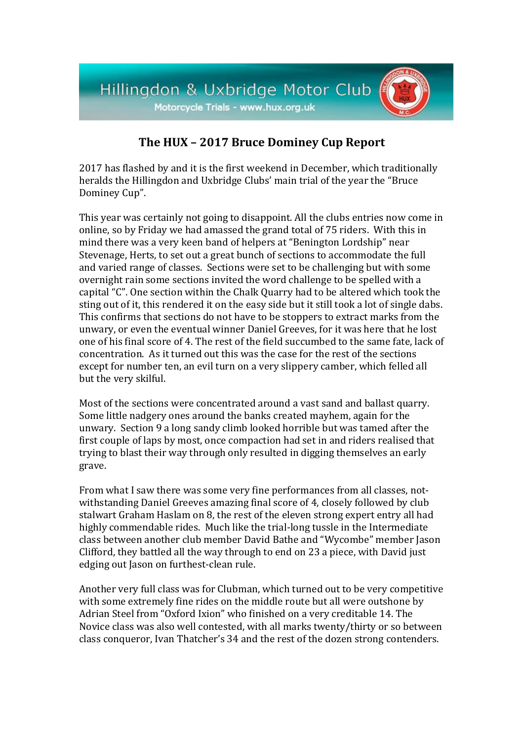Hillingdon & Uxbridge Motor Club

Motorcycle Trials - www.hux.org.uk

## The HUX – 2017 Bruce Dominey Cup Report

2017 has flashed by and it is the first weekend in December, which traditionally heralds the Hillingdon and Uxbridge Clubs' main trial of the year the "Bruce Dominey Cup".

This year was certainly not going to disappoint. All the clubs entries now come in online, so by Friday we had amassed the grand total of 75 riders. With this in mind there was a very keen band of helpers at "Benington Lordship" near Stevenage, Herts, to set out a great bunch of sections to accommodate the full and varied range of classes. Sections were set to be challenging but with some overnight rain some sections invited the word challenge to be spelled with a capital "C". One section within the Chalk Quarry had to be altered which took the sting out of it, this rendered it on the easy side but it still took a lot of single dabs. This confirms that sections do not have to be stoppers to extract marks from the unwary, or even the eventual winner Daniel Greeves, for it was here that he lost one of his final score of 4. The rest of the field succumbed to the same fate, lack of concentration. As it turned out this was the case for the rest of the sections except for number ten, an evil turn on a very slippery camber, which felled all but the very skilful.

Most of the sections were concentrated around a vast sand and ballast quarry. Some little nadgery ones around the banks created mayhem, again for the unwary. Section 9 a long sandy climb looked horrible but was tamed after the first couple of laps by most, once compaction had set in and riders realised that trying to blast their way through only resulted in digging themselves an early grave.

From what I saw there was some very fine performances from all classes, not-withstanding Daniel Greeves amazing final score of 4, closely followed by club stalwart Graham Haslam on 8, the rest of the eleven strong expert entry all had highly commendable rides. Much like the trial-long tussle in the Intermediate class between another club member David Bathe and "Wycombe" member Jason Clifford, they battled all the way through to end on 23 a piece, with David just edging out Jason on furthest-clean rule.

Another very full class was for Clubman, which turned out to be very competitive with some extremely fine rides on the middle route but all were outshone by Adrian Steel from "Oxford Ixion" who finished on a very creditable 14. The Novice class was also well contested, with all marks twenty/thirty or so between class conqueror, Ivan Thatcher's 34 and the rest of the dozen strong contenders.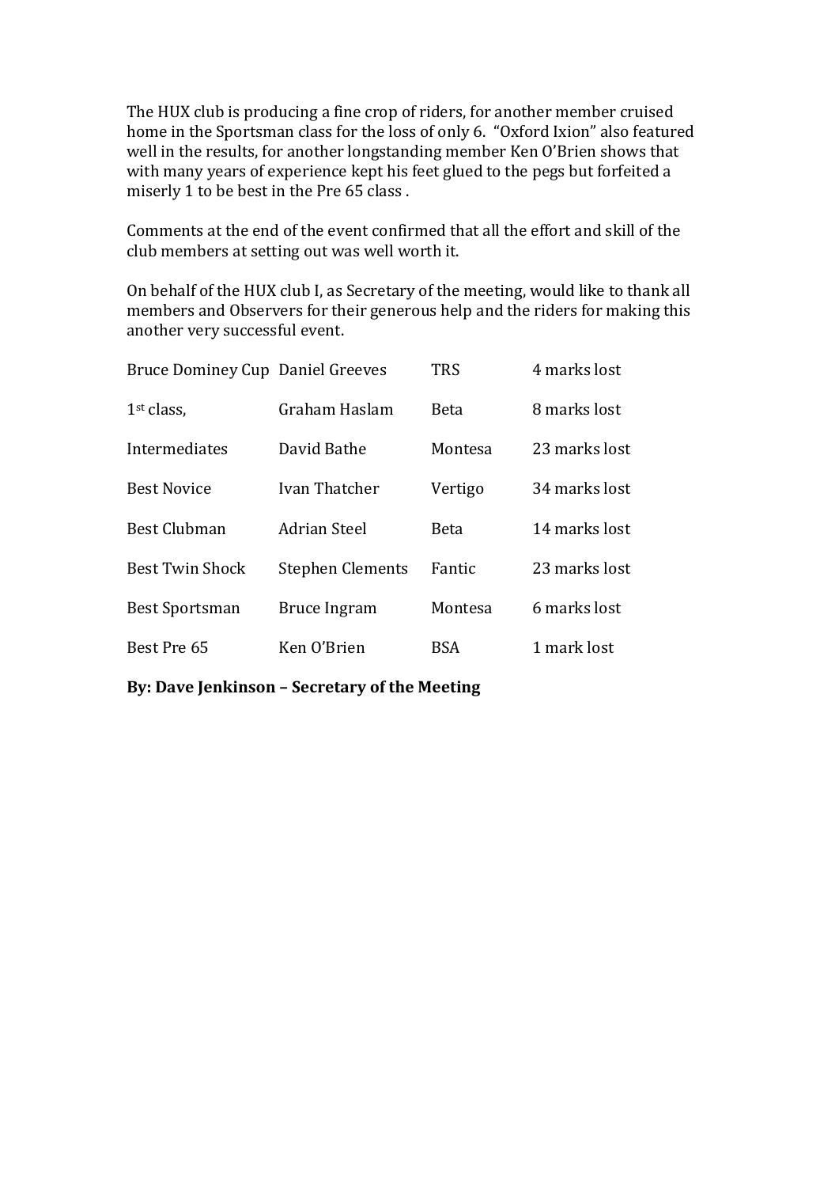The HUX club is producing a fine crop of riders, for another member cruised home in the Sportsman class for the loss of only 6.  "Oxford Ixion" also featured well in the results, for another longstanding member Ken O'Brien shows that with many years of experience kept his feet glued to the pegs but forfeited a miserly 1 to be best in the Pre 65 class .

Comments at the end of the event confirmed that all the effort and skill of the club members at setting out was well worth it.

On behalf of the HUX club I, as Secretary of the meeting, would like to thank all members and Observers for their generous help and the riders for making this another very successful event.

| | | | |
|---|---|---|---|
| Bruce Dominey Cup | Daniel Greeves | TRS | 4 marks lost |
| 1st class, | Graham Haslam | Beta | 8 marks lost |
| Intermediates | David Bathe | Montesa | 23 marks lost |
| Best Novice | Ivan Thatcher | Vertigo | 34 marks lost |
| Best Clubman | Adrian Steel | Beta | 14 marks lost |
| Best Twin Shock | Stephen Clements | Fantic | 23 marks lost |
| Best Sportsman | Bruce Ingram | Montesa | 6 marks lost |
| Best Pre 65 | Ken O'Brien | BSA | 1 mark lost |

**By: Dave Jenkinson – Secretary of the Meeting**